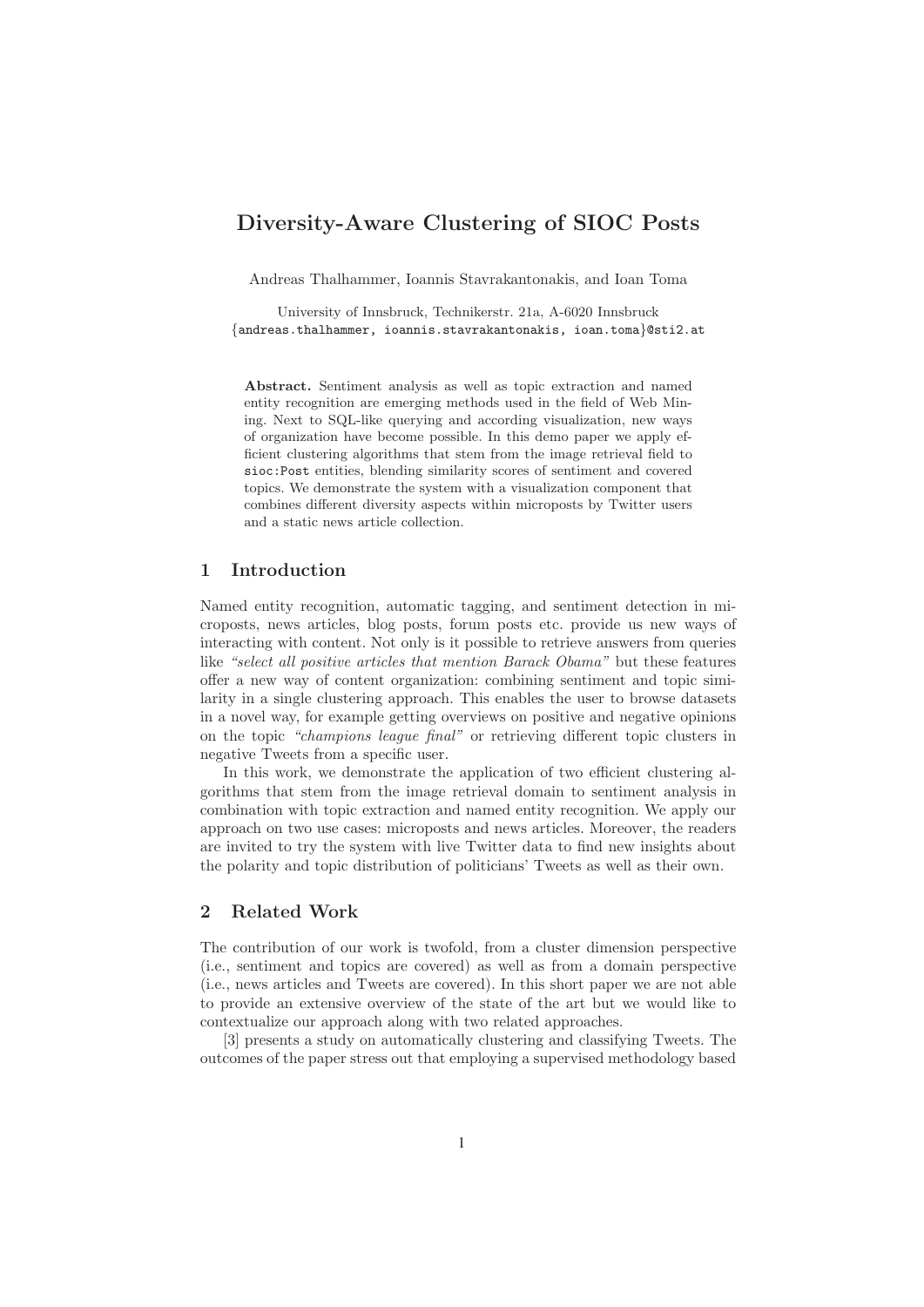# Diversity-Aware Clustering of SIOC Posts

Andreas Thalhammer, Ioannis Stavrakantonakis, and Ioan Toma

University of Innsbruck, Technikerstr. 21a, A-6020 Innsbruck
{andreas.thalhammer, ioannis.stavrakantonakis, ioan.toma}@sti2.at

**Abstract.** Sentiment analysis as well as topic extraction and named entity recognition are emerging methods used in the field of Web Mining. Next to SQL-like querying and according visualization, new ways of organization have become possible. In this demo paper we apply efficient clustering algorithms that stem from the image retrieval field to `sioc:Post` entities, blending similarity scores of sentiment and covered topics. We demonstrate the system with a visualization component that combines different diversity aspects within microposts by Twitter users and a static news article collection.

## 1 Introduction

Named entity recognition, automatic tagging, and sentiment detection in microposts, news articles, blog posts, forum posts etc. provide us new ways of interacting with content. Not only is it possible to retrieve answers from queries like *"select all positive articles that mention Barack Obama"* but these features offer a new way of content organization: combining sentiment and topic similarity in a single clustering approach. This enables the user to browse datasets in a novel way, for example getting overviews on positive and negative opinions on the topic *"champions league final"* or retrieving different topic clusters in negative Tweets from a specific user.

In this work, we demonstrate the application of two efficient clustering algorithms that stem from the image retrieval domain to sentiment analysis in combination with topic extraction and named entity recognition. We apply our approach on two use cases: microposts and news articles. Moreover, the readers are invited to try the system with live Twitter data to find new insights about the polarity and topic distribution of politicians' Tweets as well as their own.

## 2 Related Work

The contribution of our work is twofold, from a cluster dimension perspective (i.e., sentiment and topics are covered) as well as from a domain perspective (i.e., news articles and Tweets are covered). In this short paper we are not able to provide an extensive overview of the state of the art but we would like to contextualize our approach along with two related approaches.

[3] presents a study on automatically clustering and classifying Tweets. The outcomes of the paper stress out that employing a supervised methodology based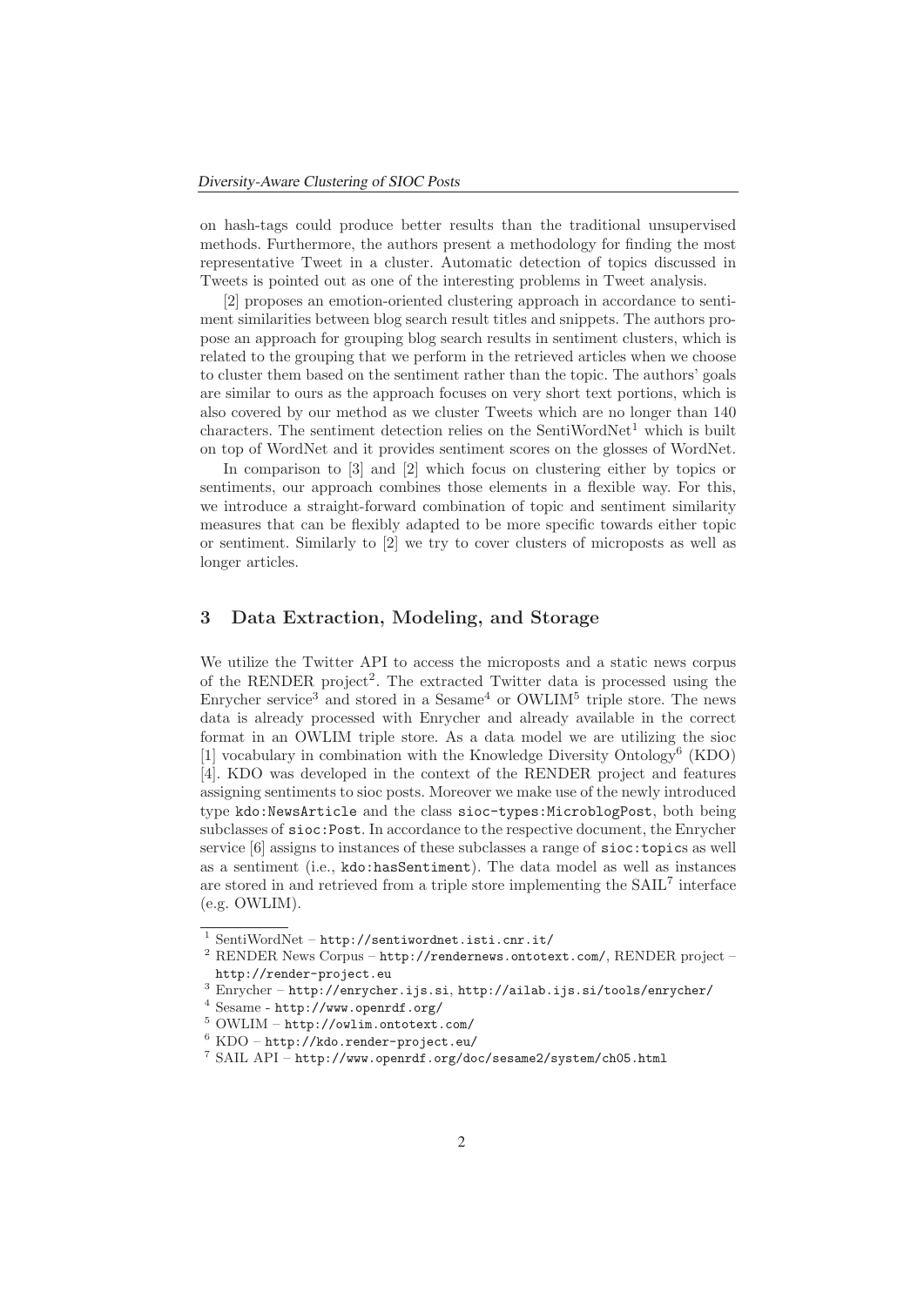on hash-tags could produce better results than the traditional unsupervised methods. Furthermore, the authors present a methodology for finding the most representative Tweet in a cluster. Automatic detection of topics discussed in Tweets is pointed out as one of the interesting problems in Tweet analysis.

[2] proposes an emotion-oriented clustering approach in accordance to sentiment similarities between blog search result titles and snippets. The authors propose an approach for grouping blog search results in sentiment clusters, which is related to the grouping that we perform in the retrieved articles when we choose to cluster them based on the sentiment rather than the topic. The authors' goals are similar to ours as the approach focuses on very short text portions, which is also covered by our method as we cluster Tweets which are no longer than 140 characters. The sentiment detection relies on the SentiWordNet[1] which is built on top of WordNet and it provides sentiment scores on the glosses of WordNet.

In comparison to [3] and [2] which focus on clustering either by topics or sentiments, our approach combines those elements in a flexible way. For this, we introduce a straight-forward combination of topic and sentiment similarity measures that can be flexibly adapted to be more specific towards either topic or sentiment. Similarly to [2] we try to cover clusters of microposts as well as longer articles.

## 3 Data Extraction, Modeling, and Storage

We utilize the Twitter API to access the microposts and a static news corpus of the RENDER project[2]. The extracted Twitter data is processed using the Enrycher service[3] and stored in a Sesame[4] or OWLIM[5] triple store. The news data is already processed with Enrycher and already available in the correct format in an OWLIM triple store. As a data model we are utilizing the sioc [1] vocabulary in combination with the Knowledge Diversity Ontology[6] (KDO) [4]. KDO was developed in the context of the RENDER project and features assigning sentiments to sioc posts. Moreover we make use of the newly introduced type `kdo:NewsArticle` and the class `sioc-types:MicroblogPost`, both being subclasses of `sioc:Post`. In accordance to the respective document, the Enrycher service [6] assigns to instances of these subclasses a range of `sioc:topic`s as well as a sentiment (i.e., `kdo:hasSentiment`). The data model as well as instances are stored in and retrieved from a triple store implementing the SAIL[7] interface (e.g. OWLIM).

---

[1] SentiWordNet – http://sentiwordnet.isti.cnr.it/

[2] RENDER News Corpus – http://rendernews.ontotext.com/, RENDER project – http://render-project.eu

[3] Enrycher – http://enrycher.ijs.si, http://ailab.ijs.si/tools/enrycher/

[4] Sesame - http://www.openrdf.org/

[5] OWLIM – http://owlim.ontotext.com/

[6] KDO – http://kdo.render-project.eu/

[7] SAIL API – http://www.openrdf.org/doc/sesame2/system/ch05.html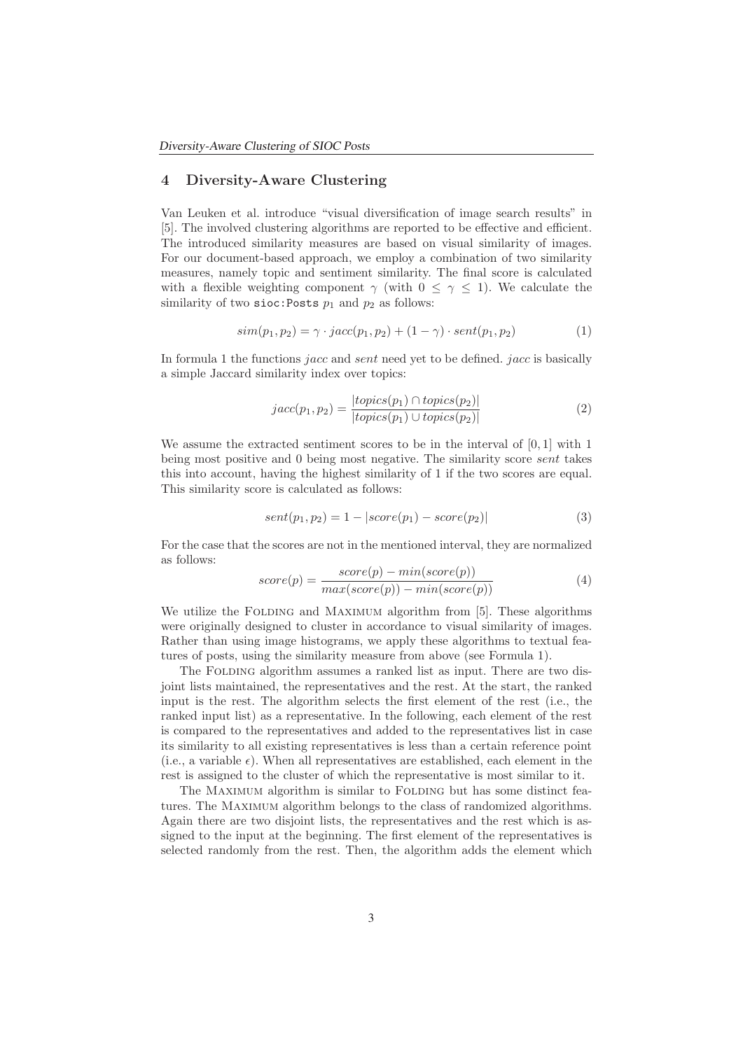## 4 Diversity-Aware Clustering

Van Leuken et al. introduce "visual diversification of image search results" in [5]. The involved clustering algorithms are reported to be effective and efficient. The introduced similarity measures are based on visual similarity of images. For our document-based approach, we employ a combination of two similarity measures, namely topic and sentiment similarity. The final score is calculated with a flexible weighting component $\gamma$ (with $0 \leq \gamma \leq 1$). We calculate the similarity of two `sioc:Posts` $p_1$ and $p_2$ as follows:

$$sim(p_1, p_2) = \gamma \cdot jacc(p_1, p_2) + (1 - \gamma) \cdot sent(p_1, p_2) \tag{1}$$

In formula 1 the functions *jacc* and *sent* need yet to be defined. *jacc* is basically a simple Jaccard similarity index over topics:

$$jacc(p_1, p_2) = \frac{|topics(p_1) \cap topics(p_2)|}{|topics(p_1) \cup topics(p_2)|} \tag{2}$$

We assume the extracted sentiment scores to be in the interval of $[0, 1]$ with 1 being most positive and 0 being most negative. The similarity score *sent* takes this into account, having the highest similarity of 1 if the two scores are equal. This similarity score is calculated as follows:

$$sent(p_1, p_2) = 1 - |score(p_1) - score(p_2)| \tag{3}$$

For the case that the scores are not in the mentioned interval, they are normalized as follows:

$$score(p) = \frac{score(p) - min(score(p))}{max(score(p)) - min(score(p))} \tag{4}$$

We utilize the Folding and Maximum algorithm from [5]. These algorithms were originally designed to cluster in accordance to visual similarity of images. Rather than using image histograms, we apply these algorithms to textual features of posts, using the similarity measure from above (see Formula 1).

The Folding algorithm assumes a ranked list as input. There are two disjoint lists maintained, the representatives and the rest. At the start, the ranked input is the rest. The algorithm selects the first element of the rest (i.e., the ranked input list) as a representative. In the following, each element of the rest is compared to the representatives and added to the representatives list in case its similarity to all existing representatives is less than a certain reference point (i.e., a variable $\epsilon$). When all representatives are established, each element in the rest is assigned to the cluster of which the representative is most similar to it.

The Maximum algorithm is similar to Folding but has some distinct features. The Maximum algorithm belongs to the class of randomized algorithms. Again there are two disjoint lists, the representatives and the rest which is assigned to the input at the beginning. The first element of the representatives is selected randomly from the rest. Then, the algorithm adds the element which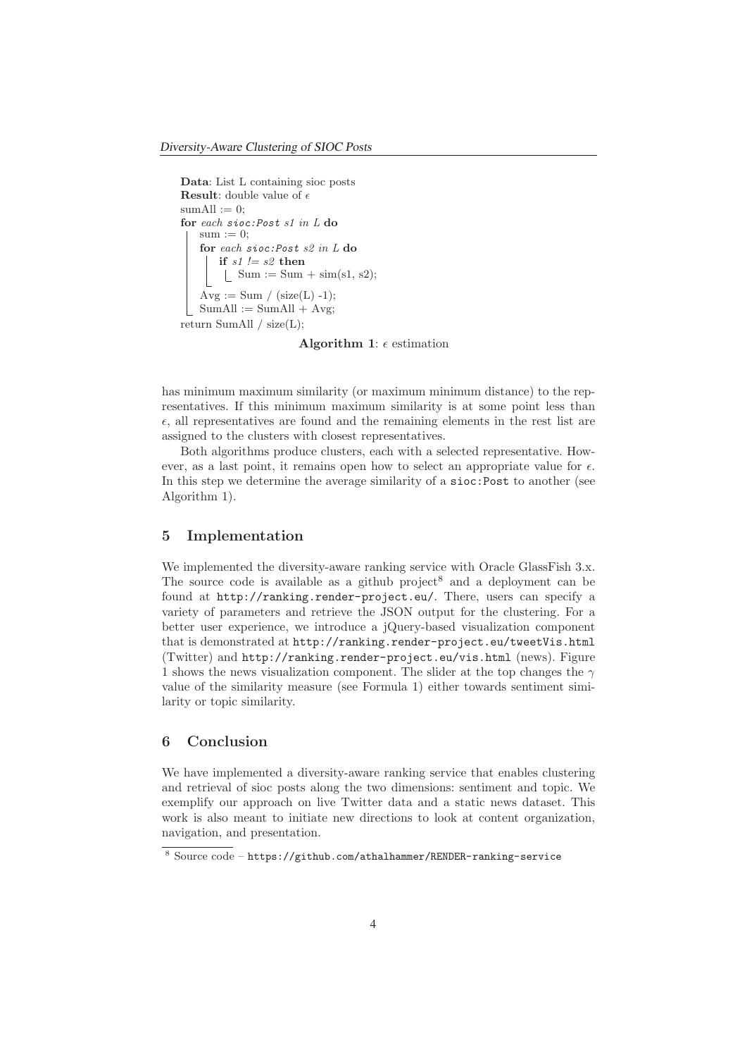```
Data: List L containing sioc posts
Result: double value of ϵ
sumAll := 0;
for each sioc:Post s1 in L do
    sum := 0;
    for each sioc:Post s2 in L do
        if s1 != s2 then
            Sum := Sum + sim(s1, s2);
    Avg := Sum / (size(L) -1);
    SumAll := SumAll + Avg;
return SumAll / size(L);
```

**Algorithm 1**: $\epsilon$ estimation

has minimum maximum similarity (or maximum minimum distance) to the representatives. If this minimum maximum similarity is at some point less than $\epsilon$, all representatives are found and the remaining elements in the rest list are assigned to the clusters with closest representatives.

Both algorithms produce clusters, each with a selected representative. However, as a last point, it remains open how to select an appropriate value for $\epsilon$. In this step we determine the average similarity of a `sioc:Post` to another (see Algorithm 1).

## 5 Implementation

We implemented the diversity-aware ranking service with Oracle GlassFish 3.x. The source code is available as a github project[8] and a deployment can be found at `http://ranking.render-project.eu/`. There, users can specify a variety of parameters and retrieve the JSON output for the clustering. For a better user experience, we introduce a jQuery-based visualization component that is demonstrated at `http://ranking.render-project.eu/tweetVis.html` (Twitter) and `http://ranking.render-project.eu/vis.html` (news). Figure 1 shows the news visualization component. The slider at the top changes the $\gamma$ value of the similarity measure (see Formula 1) either towards sentiment similarity or topic similarity.

## 6 Conclusion

We have implemented a diversity-aware ranking service that enables clustering and retrieval of sioc posts along the two dimensions: sentiment and topic. We exemplify our approach on live Twitter data and a static news dataset. This work is also meant to initiate new directions to look at content organization, navigation, and presentation.

[8] Source code – `https://github.com/athalhammer/RENDER-ranking-service`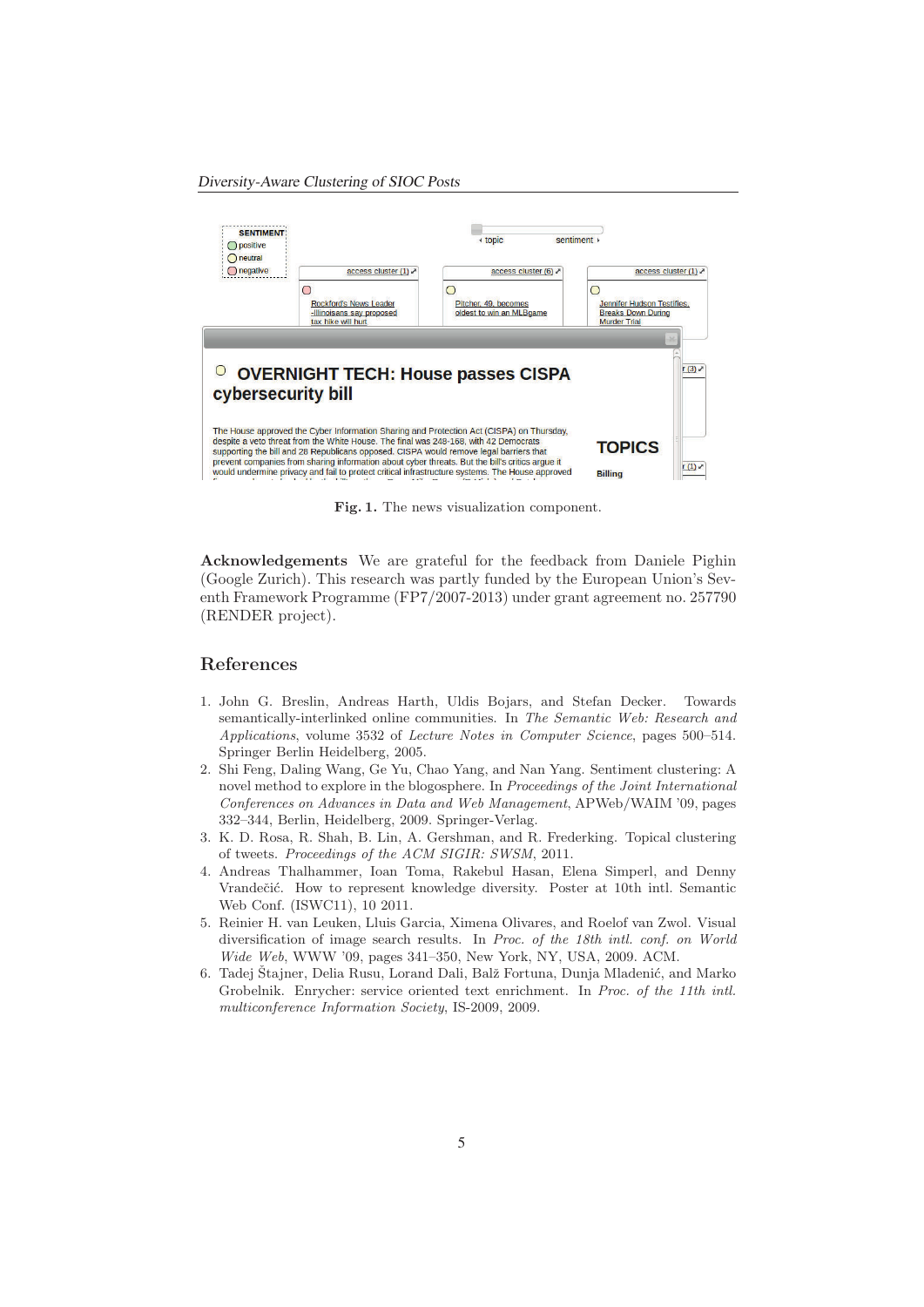**Fig. 1.** The news visualization component.

**Acknowledgements** We are grateful for the feedback from Daniele Pighin (Google Zurich). This research was partly funded by the European Union's Seventh Framework Programme (FP7/2007-2013) under grant agreement no. 257790 (RENDER project).

## References

1. John G. Breslin, Andreas Harth, Uldis Bojars, and Stefan Decker. Towards semantically-interlinked online communities. In *The Semantic Web: Research and Applications*, volume 3532 of *Lecture Notes in Computer Science*, pages 500–514. Springer Berlin Heidelberg, 2005.
2. Shi Feng, Daling Wang, Ge Yu, Chao Yang, and Nan Yang. Sentiment clustering: A novel method to explore in the blogosphere. In *Proceedings of the Joint International Conferences on Advances in Data and Web Management*, APWeb/WAIM '09, pages 332–344, Berlin, Heidelberg, 2009. Springer-Verlag.
3. K. D. Rosa, R. Shah, B. Lin, A. Gershman, and R. Frederking. Topical clustering of tweets. *Proceedings of the ACM SIGIR: SWSM*, 2011.
4. Andreas Thalhammer, Ioan Toma, Rakebul Hasan, Elena Simperl, and Denny Vrandečić. How to represent knowledge diversity. Poster at 10th intl. Semantic Web Conf. (ISWC11), 10 2011.
5. Reinier H. van Leuken, Lluis Garcia, Ximena Olivares, and Roelof van Zwol. Visual diversification of image search results. In *Proc. of the 18th intl. conf. on World Wide Web*, WWW '09, pages 341–350, New York, NY, USA, 2009. ACM.
6. Tadej Štajner, Delia Rusu, Lorand Dali, Balž Fortuna, Dunja Mladenić, and Marko Grobelnik. Enrycher: service oriented text enrichment. In *Proc. of the 11th intl. multiconference Information Society*, IS-2009, 2009.